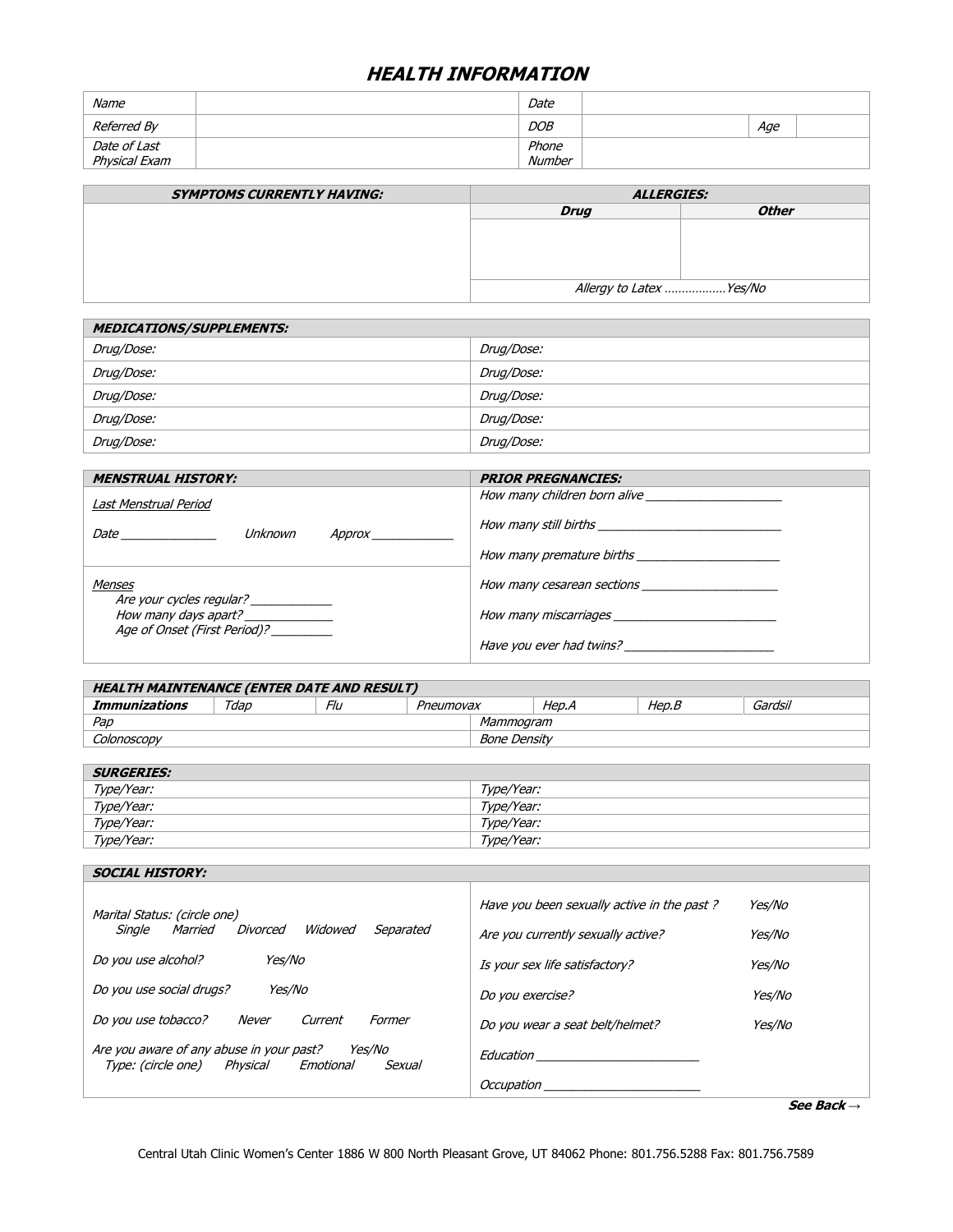# ***HEALTH INFORMATION***

| *Name* | | *Date* | | | |
|---|---|---|---|---|---|
| *Referred By* | | *DOB* | | *Age* | |
| *Date of Last Physical Exam* | | *Phone Number* | | | |

| ***SYMPTOMS CURRENTLY HAVING:*** | ***ALLERGIES:*** | |
|---|---|---|
| | ***Drug*** | ***Other*** |
| | | |
| | *Allergy to Latex ………………Yes/No* | |

| ***MEDICATIONS/SUPPLEMENTS:*** | |
|---|---|
| *Drug/Dose:* | *Drug/Dose:* |
| *Drug/Dose:* | *Drug/Dose:* |
| *Drug/Dose:* | *Drug/Dose:* |
| *Drug/Dose:* | *Drug/Dose:* |
| *Drug/Dose:* | *Drug/Dose:* |

| ***MENSTRUAL HISTORY:*** | ***PRIOR PREGNANCIES:*** |
|---|---|
| *Last Menstrual Period*<br>*Date ______________ Unknown Approx ____________* | *How many children born alive ____________________*<br>*How many still births ___________________________*<br>*How many premature births _____________________* |
| *Menses*<br>*Are your cycles regular? ____________*<br>*How many days apart? _____________*<br>*Age of Onset (First Period)? _________* | *How many cesarean sections ____________________*<br>*How many miscarriages ________________________*<br>*Have you ever had twins? ______________________* |

| ***HEALTH MAINTENANCE (ENTER DATE AND RESULT)*** | | | | | | |
|---|---|---|---|---|---|---|
| ***Immunizations*** | *Tdap* | *Flu* | *Pneumovax* | *Hep.A* | *Hep.B* | *Gardsil* |
| *Pap* | | | | *Mammogram* | | |
| *Colonoscopy* | | | | *Bone Density* | | |

| ***SURGERIES:*** | |
|---|---|
| *Type/Year:* | *Type/Year:* |
| *Type/Year:* | *Type/Year:* |
| *Type/Year:* | *Type/Year:* |
| *Type/Year:* | *Type/Year:* |

| ***SOCIAL HISTORY:*** | |
|---|---|
| *Marital Status: (circle one)*<br>*Single Married Divorced Widowed Separated* | *Have you been sexually active in the past ? Yes/No*<br>*Are you currently sexually active? Yes/No* |
| *Do you use alcohol? Yes/No* | *Is your sex life satisfactory? Yes/No* |
| *Do you use social drugs? Yes/No* | *Do you exercise? Yes/No* |
| *Do you use tobacco? Never Current Former* | *Do you wear a seat belt/helmet? Yes/No* |
| *Are you aware of any abuse in your past? Yes/No*<br>*Type: (circle one) Physical Emotional Sexual* | *Education ________________________*<br>*Occupation _______________________* |

***See Back →***

Central Utah Clinic Women's Center 1886 W 800 North Pleasant Grove, UT 84062 Phone: 801.756.5288 Fax: 801.756.7589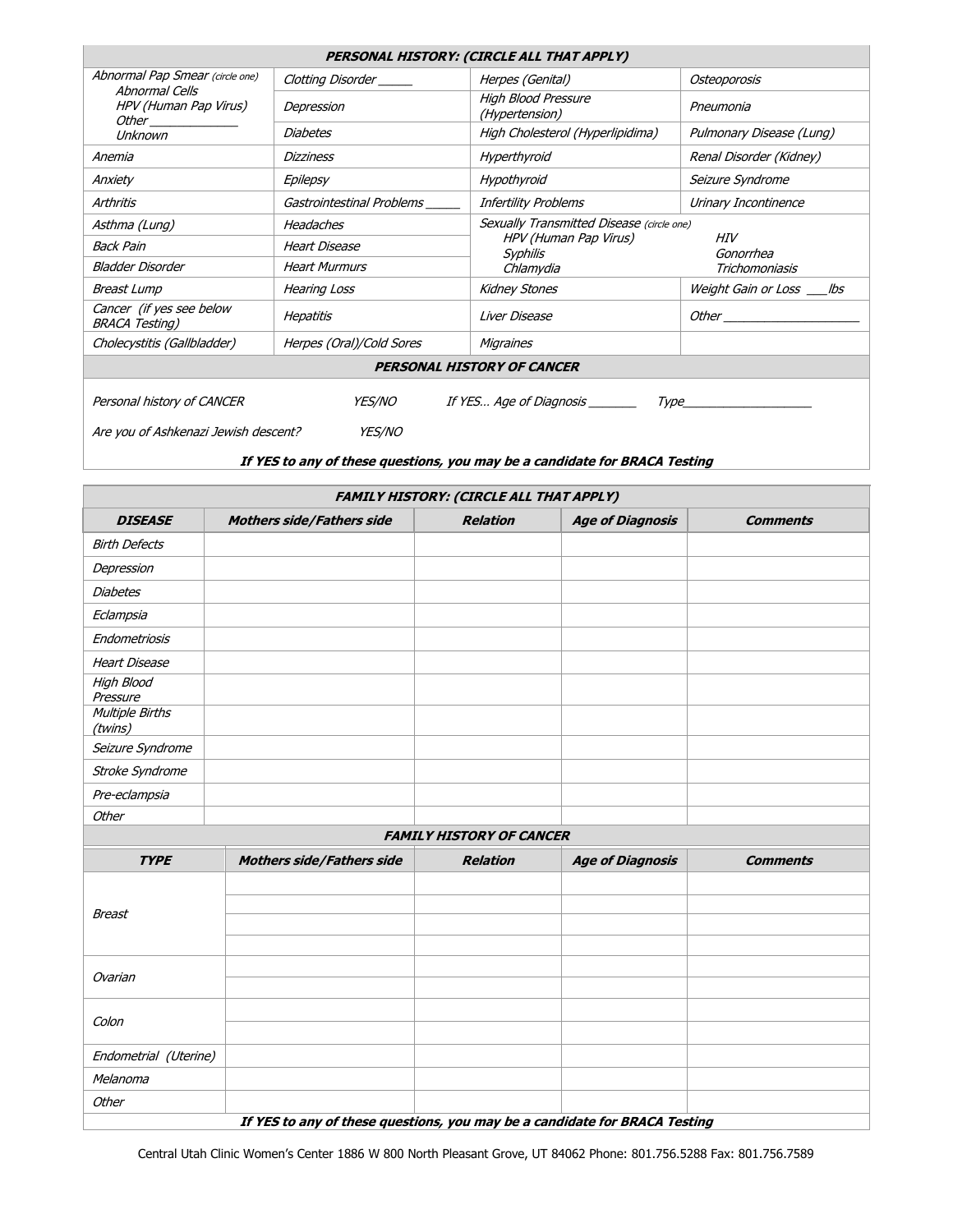| PERSONAL HISTORY: (CIRCLE ALL THAT APPLY) | | | |
|---|---|---|---|
| Abnormal Pap Smear (circle one) Abnormal Cells HPV (Human Pap Virus) Other ____________ Unknown | Clotting Disorder _____ | Herpes (Genital) | Osteoporosis |
| | Depression | High Blood Pressure (Hypertension) | Pneumonia |
| | Diabetes | High Cholesterol (Hyperlipidima) | Pulmonary Disease (Lung) |
| Anemia | Dizziness | Hyperthyroid | Renal Disorder (Kidney) |
| Anxiety | Epilepsy | Hypothyroid | Seizure Syndrome |
| Arthritis | Gastrointestinal Problems _____ | Infertility Problems | Urinary Incontinence |
| Asthma (Lung) | Headaches | Sexually Transmitted Disease (circle one) HPV (Human Pap Virus) Syphilis Chlamydia | HIV Gonorrhea Trichomoniasis |
| Back Pain | Heart Disease | | |
| Bladder Disorder | Heart Murmurs | | |
| Breast Lump | Hearing Loss | Kidney Stones | Weight Gain or Loss ___lbs |
| Cancer (if yes see below BRACA Testing) | Hepatitis | Liver Disease | Other ____________________ |
| Cholecystitis (Gallbladder) | Herpes (Oral)/Cold Sores | Migraines | |

**PERSONAL HISTORY OF CANCER**

Personal history of CANCER YES/NO If YES… Age of Diagnosis _______ Type__________________

Are you of Ashkenazi Jewish descent? YES/NO

***If YES to any of these questions, you may be a candidate for BRACA Testing***

**FAMILY HISTORY: (CIRCLE ALL THAT APPLY)**

| DISEASE | Mothers side/Fathers side | Relation | Age of Diagnosis | Comments |
|---|---|---|---|---|
| Birth Defects | | | | |
| Depression | | | | |
| Diabetes | | | | |
| Eclampsia | | | | |
| Endometriosis | | | | |
| Heart Disease | | | | |
| High Blood Pressure | | | | |
| Multiple Births (twins) | | | | |
| Seizure Syndrome | | | | |
| Stroke Syndrome | | | | |
| Pre-eclampsia | | | | |
| Other | | | | |

**FAMILY HISTORY OF CANCER**

| TYPE | Mothers side/Fathers side | Relation | Age of Diagnosis | Comments |
|---|---|---|---|---|
| Breast | | | | |
| | | | | |
| | | | | |
| | | | | |
| Ovarian | | | | |
| | | | | |
| Colon | | | | |
| | | | | |
| Endometrial (Uterine) | | | | |
| Melanoma | | | | |
| Other | | | | |

***If YES to any of these questions, you may be a candidate for BRACA Testing***

Central Utah Clinic Women's Center 1886 W 800 North Pleasant Grove, UT 84062 Phone: 801.756.5288 Fax: 801.756.7589